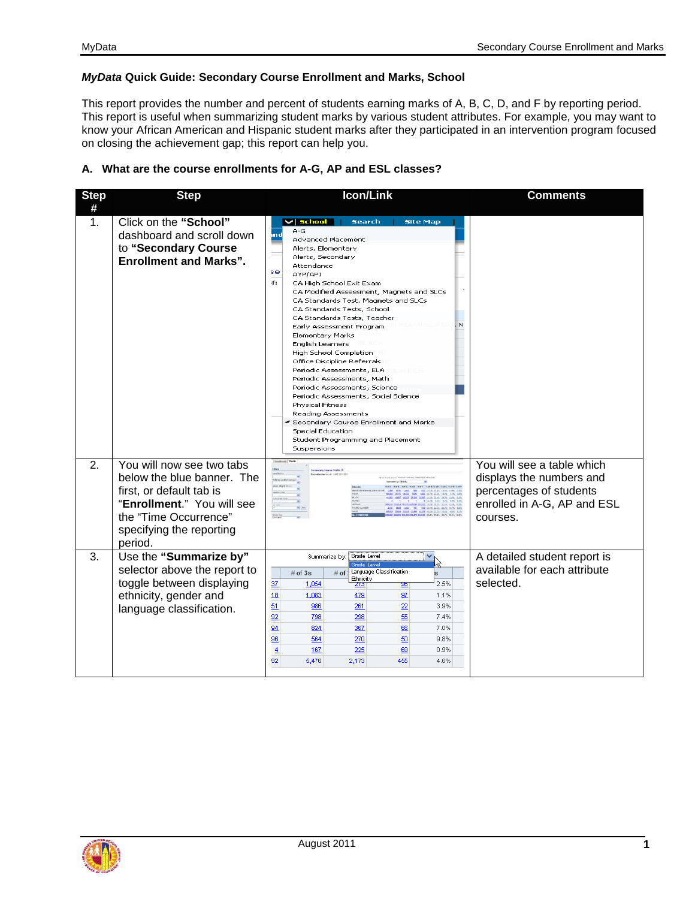## *MyData* Quick Guide: Secondary Course Enrollment and Marks, School

This report provides the number and percent of students earning marks of A, B, C, D, and F by reporting period. This report is useful when summarizing student marks by various student attributes. For example, you may want to know your African American and Hispanic student marks after they participated in an intervention program focused on closing the achievement gap; this report can help you.

### A. What are the course enrollments for A-G, AP and ESL classes?

| Step # | Step | Icon/Link | Comments |
|---|---|---|---|
| 1. | Click on the **"School"** dashboard and scroll down to **"Secondary Course Enrollment and Marks".** | School \| Search \| Site Map<br>A-G<br>Advanced Placement<br>Alerts, Elementary<br>Alerts, Secondary<br>Attendance<br>AYP/API<br>CA High School Exit Exam<br>CA Modified Assessment, Magnets and SLCs<br>CA Standards Test, Magnets and SLCs<br>CA Standards Tests, School<br>CA Standards Tests, Teacher<br>Early Assessment Program<br>Elementary Marks<br>English Learners<br>High School Completion<br>Office Discipline Referrals<br>Periodic Assessments, ELA<br>Periodic Assessments, Math<br>Periodic Assessments, Science<br>Periodic Assessments, Social Science<br>Physical Fitness<br>Reading Assessments<br>Secondary Course Enrollment and Marks<br>Special Education<br>Student Programming and Placement<br>Suspensions | |
| 2. | You will now see two tabs below the blue banner. The first, or default tab is "**Enrollment**." You will see the "Time Occurrence" specifying the reporting period. | | You will see a table which displays the numbers and percentages of students enrolled in A-G, AP and ESL courses. |
| 3. | Use the **"Summarize by"** selector above the report to toggle between displaying ethnicity, gender and language classification. | Summarize by: Grade Level<br>Grade Level<br>Language Classification<br>Ethnicity | A detailed student report is available for each attribute selected. |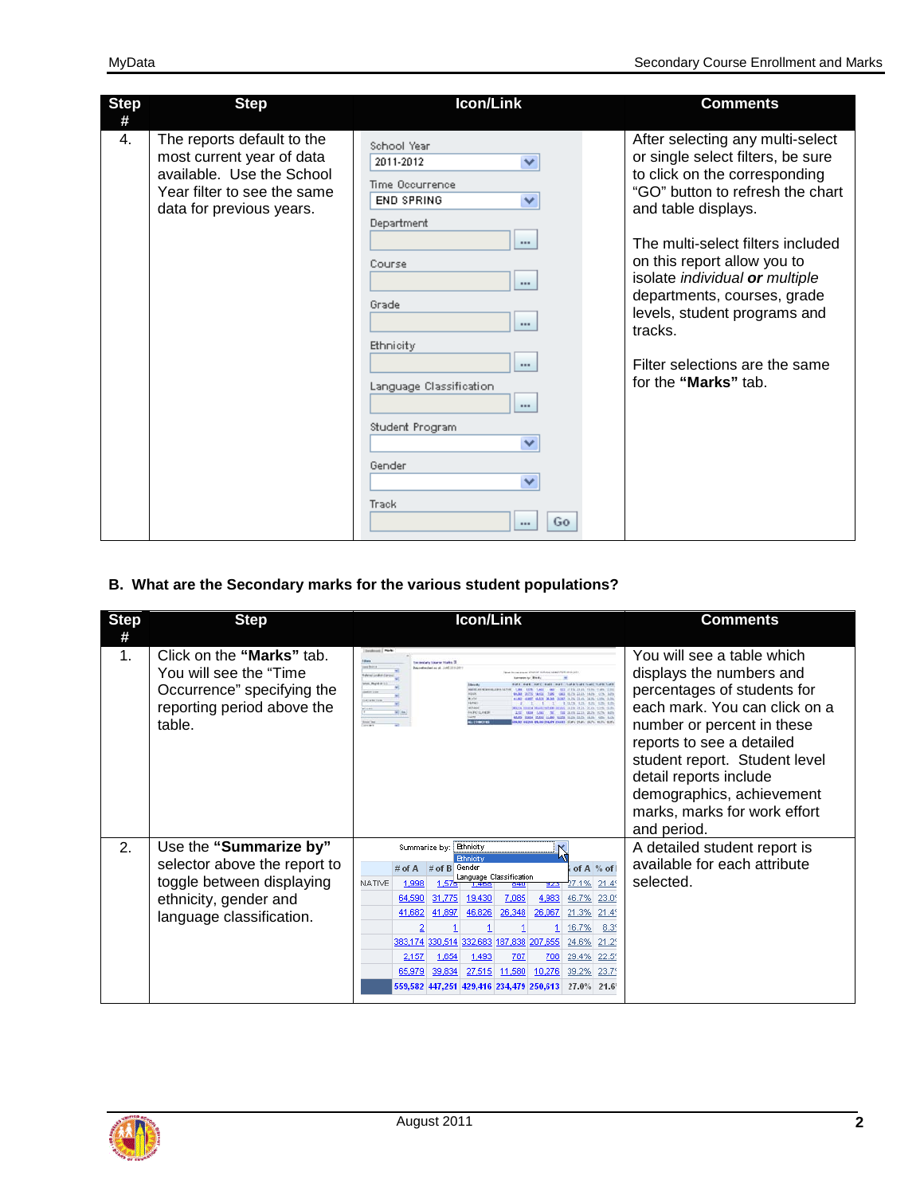| Step # | Step | Icon/Link | Comments |
|---|---|---|---|
| 4. | The reports default to the most current year of data available. Use the School Year filter to see the same data for previous years. | School Year 2011-2012 / Time Occurrence END SPRING / Department / Course / Grade / Ethnicity / Language Classification / Student Program / Gender / Track / Go | After selecting any multi-select or single select filters, be sure to click on the corresponding "GO" button to refresh the chart and table displays.<br><br>The multi-select filters included on this report allow you to isolate *individual* ***or*** *multiple* departments, courses, grade levels, student programs and tracks.<br><br>Filter selections are the same for the **"Marks"** tab. |

## B. What are the Secondary marks for the various student populations?

| Step # | Step | Icon/Link | Comments |
|---|---|---|---|
| 1. | Click on the **"Marks"** tab. You will see the "Time Occurrence" specifying the reporting period above the table. | | You will see a table which displays the numbers and percentages of students for each mark. You can click on a number or percent in these reports to see a detailed student report. Student level detail reports include demographics, achievement marks, marks for work effort and period. |
| 2. | Use the **"Summarize by"** selector above the report to toggle between displaying ethnicity, gender and language classification. | Summarize by: Ethnicity (Ethnicity / Gender / Language Classification) | A detailed student report is available for each attribute selected. |